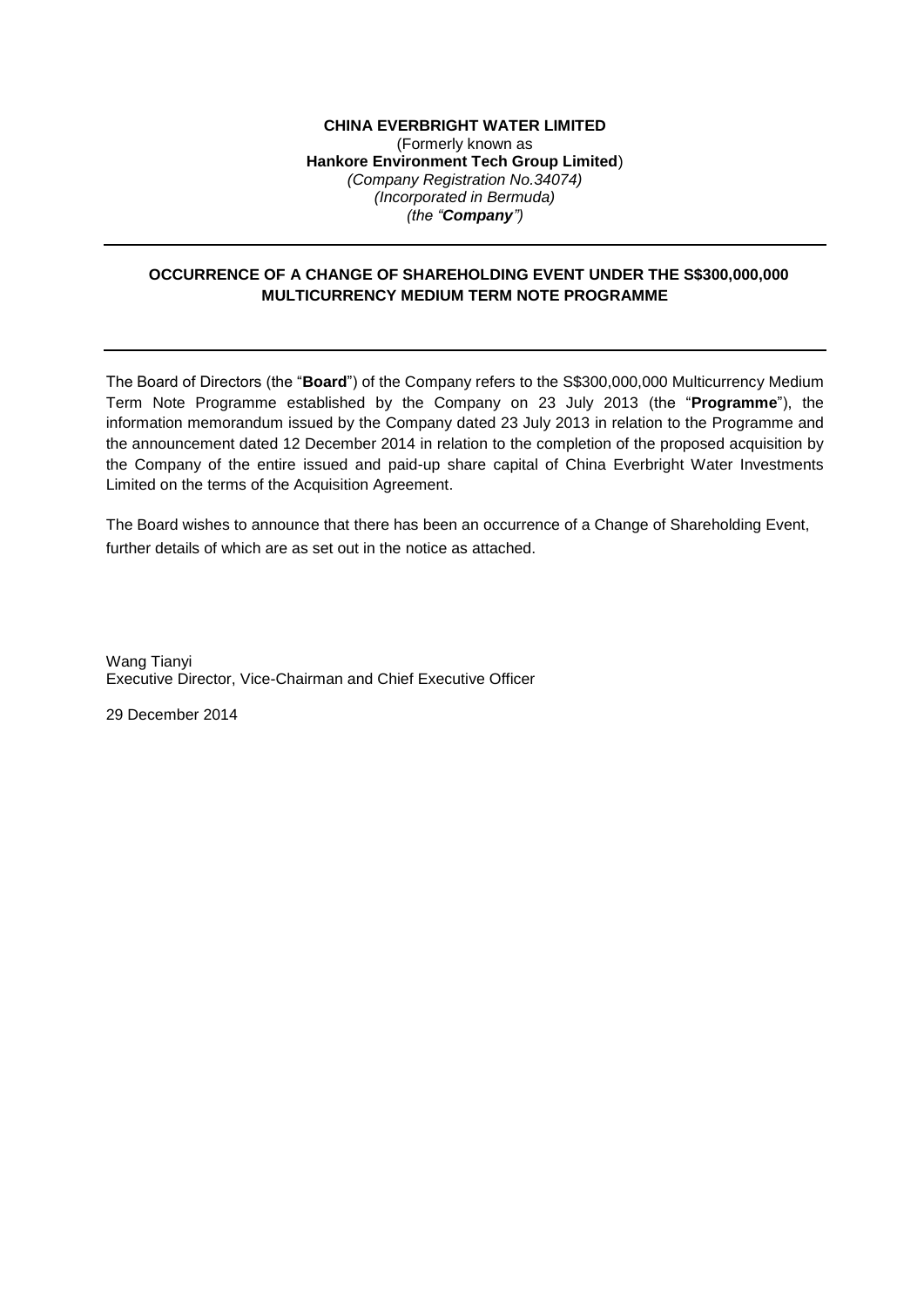**CHINA EVERBRIGHT WATER LIMITED**
(Formerly known as
**Hankore Environment Tech Group Limited**)
*(Company Registration No.34074)*
*(Incorporated in Bermuda)*
*(the "**Company**")*

---

**OCCURRENCE OF A CHANGE OF SHAREHOLDING EVENT UNDER THE S$300,000,000 MULTICURRENCY MEDIUM TERM NOTE PROGRAMME**

---

The Board of Directors (the "**Board**") of the Company refers to the S$300,000,000 Multicurrency Medium Term Note Programme established by the Company on 23 July 2013 (the "**Programme**"), the information memorandum issued by the Company dated 23 July 2013 in relation to the Programme and the announcement dated 12 December 2014 in relation to the completion of the proposed acquisition by the Company of the entire issued and paid-up share capital of China Everbright Water Investments Limited on the terms of the Acquisition Agreement.

The Board wishes to announce that there has been an occurrence of a Change of Shareholding Event, further details of which are as set out in the notice as attached.

Wang Tianyi
Executive Director, Vice-Chairman and Chief Executive Officer

29 December 2014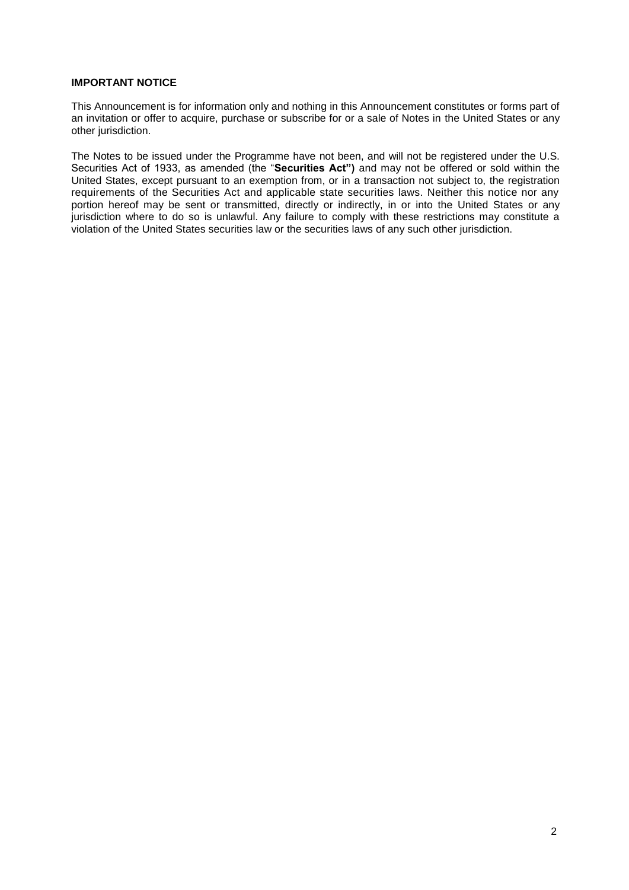**IMPORTANT NOTICE**

This Announcement is for information only and nothing in this Announcement constitutes or forms part of an invitation or offer to acquire, purchase or subscribe for or a sale of Notes in the United States or any other jurisdiction.

The Notes to be issued under the Programme have not been, and will not be registered under the U.S. Securities Act of 1933, as amended (the "**Securities Act")** and may not be offered or sold within the United States, except pursuant to an exemption from, or in a transaction not subject to, the registration requirements of the Securities Act and applicable state securities laws. Neither this notice nor any portion hereof may be sent or transmitted, directly or indirectly, in or into the United States or any jurisdiction where to do so is unlawful. Any failure to comply with these restrictions may constitute a violation of the United States securities law or the securities laws of any such other jurisdiction.